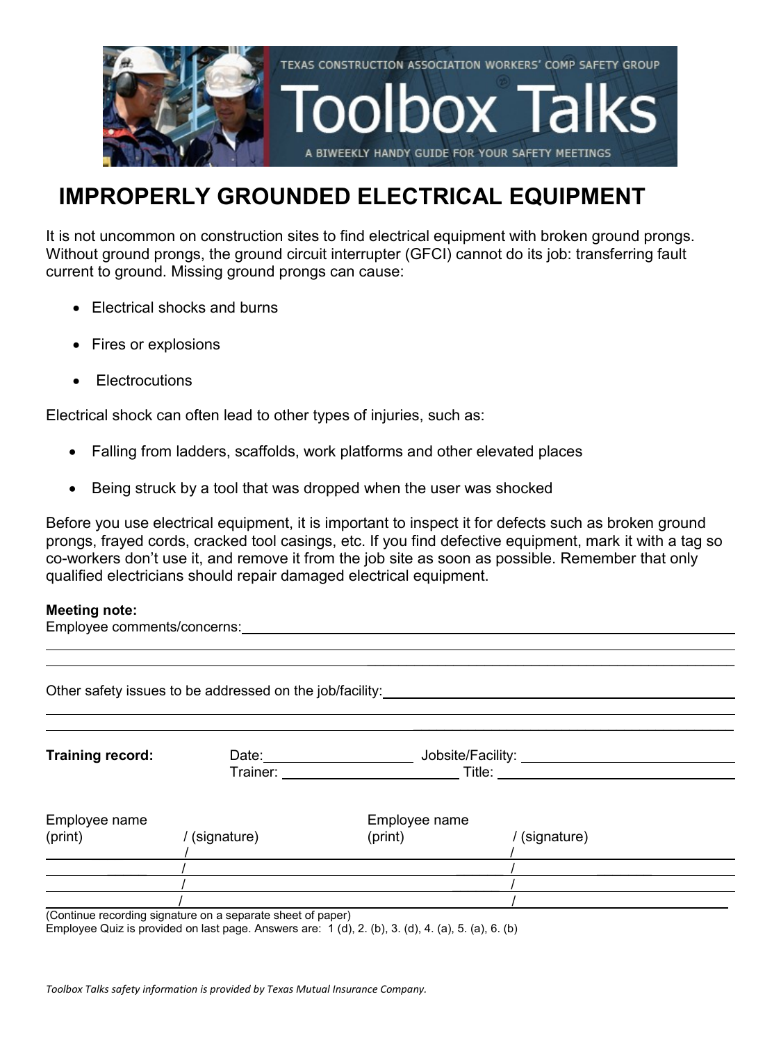TEXAS CONSTRUCTION ASSOCIATION WORKERS' COMP SAFETY GROUP

# Toolbox Talks

A BIWEEKLY HANDY GUIDE FOR YOUR SAFETY MEETINGS

## IMPROPERLY GROUNDED ELECTRICAL EQUIPMENT

It is not uncommon on construction sites to find electrical equipment with broken ground prongs. Without ground prongs, the ground circuit interrupter (GFCI) cannot do its job: transferring fault current to ground. Missing ground prongs can cause:

- Electrical shocks and burns
- Fires or explosions
- Electrocutions

Electrical shock can often lead to other types of injuries, such as:

- Falling from ladders, scaffolds, work platforms and other elevated places
- Being struck by a tool that was dropped when the user was shocked

Before you use electrical equipment, it is important to inspect it for defects such as broken ground prongs, frayed cords, cracked tool casings, etc. If you find defective equipment, mark it with a tag so co-workers don't use it, and remove it from the job site as soon as possible. Remember that only qualified electricians should repair damaged electrical equipment.

**Meeting note:**

Employee comments/concerns: ______________________________________________

______________________________________________

Other safety issues to be addressed on the job/facility: ______________________________________________

______________________________________________

**Training record:** Date: ______________ Jobsite/Facility: ______________
Trainer: ______________ Title: ______________

| Employee name (print) | / (signature) | Employee name (print) | / (signature) |
|---|---|---|---|
| | / | | / |
| | / | | / |
| | / | | / |
| | / | | / |

(Continue recording signature on a separate sheet of paper)

Employee Quiz is provided on last page. Answers are: 1 (d), 2. (b), 3. (d), 4. (a), 5. (a), 6. (b)

*Toolbox Talks safety information is provided by Texas Mutual Insurance Company.*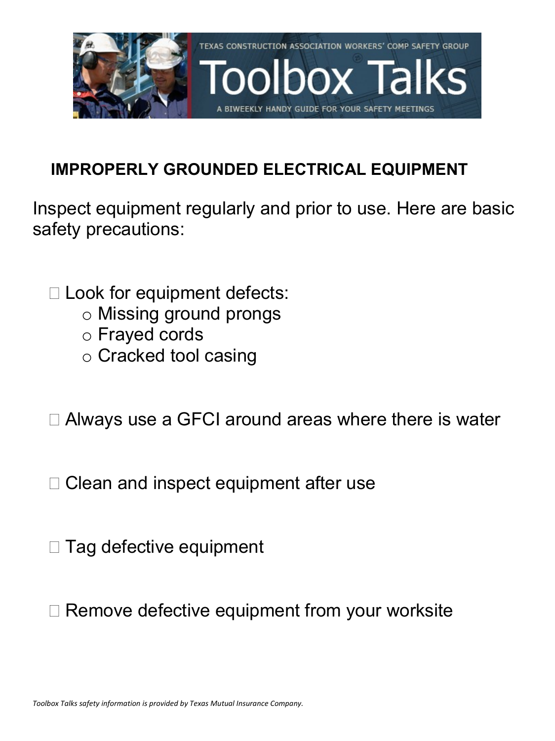# IMPROPERLY GROUNDED ELECTRICAL EQUIPMENT

Inspect equipment regularly and prior to use. Here are basic safety precautions:

- Look for equipment defects:
  - Missing ground prongs
  - Frayed cords
  - Cracked tool casing
- Always use a GFCI around areas where there is water
- Clean and inspect equipment after use
- Tag defective equipment
- Remove defective equipment from your worksite

*Toolbox Talks safety information is provided by Texas Mutual Insurance Company.*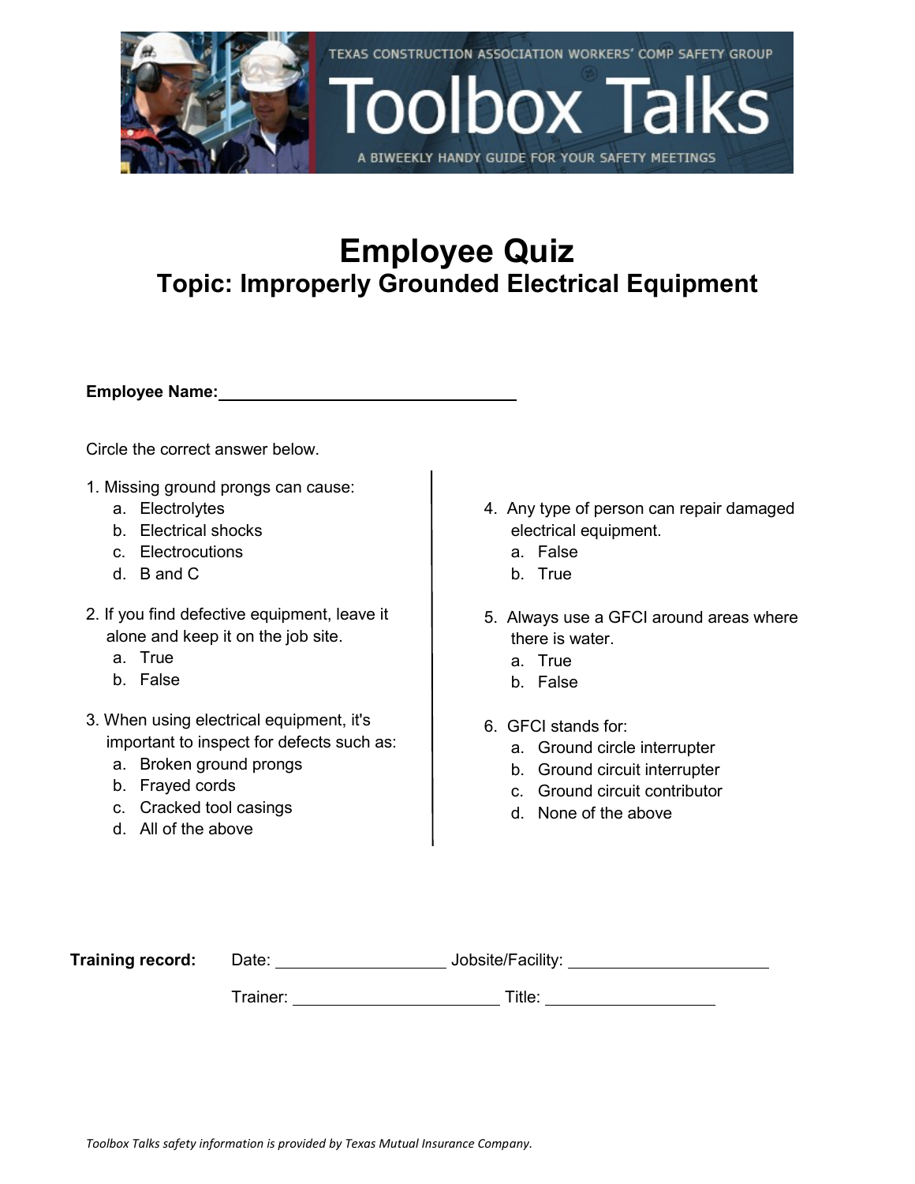TEXAS CONSTRUCTION ASSOCIATION WORKERS' COMP SAFETY GROUP

# Toolbox Talks

A BIWEEKLY HANDY GUIDE FOR YOUR SAFETY MEETINGS

# Employee Quiz

## Topic: Improperly Grounded Electrical Equipment

**Employee Name:** ______________________________

Circle the correct answer below.

1. Missing ground prongs can cause:
   a. Electrolytes
   b. Electrical shocks
   c. Electrocutions
   d. B and C

2. If you find defective equipment, leave it alone and keep it on the job site.
   a. True
   b. False

3. When using electrical equipment, it's important to inspect for defects such as:
   a. Broken ground prongs
   b. Frayed cords
   c. Cracked tool casings
   d. All of the above

4. Any type of person can repair damaged electrical equipment.
   a. False
   b. True

5. Always use a GFCI around areas where there is water.
   a. True
   b. False

6. GFCI stands for:
   a. Ground circle interrupter
   b. Ground circuit interrupter
   c. Ground circuit contributor
   d. None of the above

**Training record:** Date: ________________ Jobsite/Facility: ____________________

Trainer: ____________________ Title: ________________

*Toolbox Talks safety information is provided by Texas Mutual Insurance Company.*